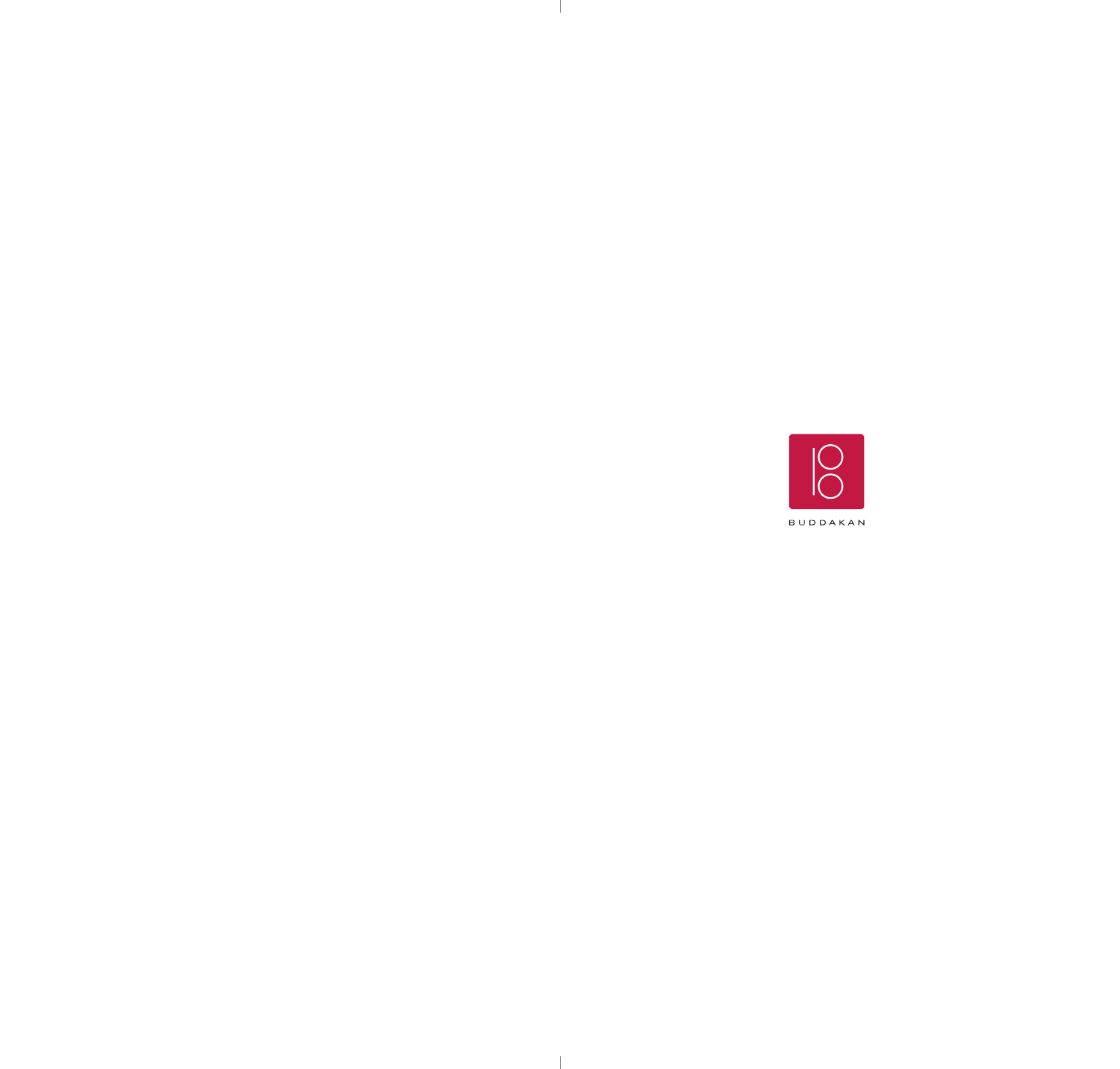BUDDAKAN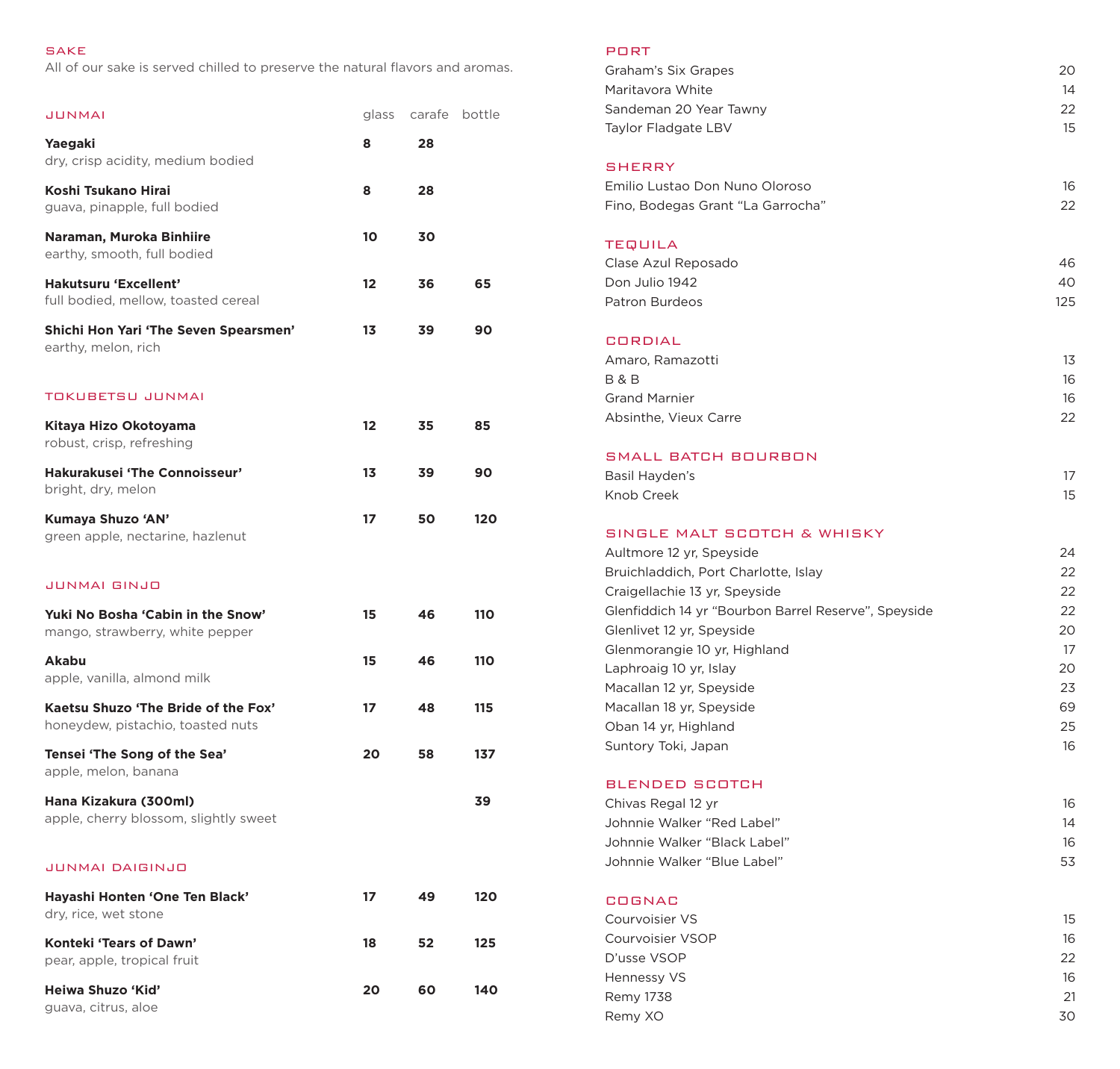## SAKE

All of our sake is served chilled to preserve the natural flavors and aromas.

### JUNMAI

| | glass | carafe | bottle |
|---|---|---|---|
| **Yaegaki**<br>dry, crisp acidity, medium bodied | **8** | **28** | |
| **Koshi Tsukano Hirai**<br>guava, pinapple, full bodied | **8** | **28** | |
| **Naraman, Muroka Binhiire**<br>earthy, smooth, full bodied | **10** | **30** | |
| **Hakutsuru 'Excellent'**<br>full bodied, mellow, toasted cereal | **12** | **36** | **65** |
| **Shichi Hon Yari 'The Seven Spearsmen'**<br>earthy, melon, rich | **13** | **39** | **90** |

### TOKUBETSU JUNMAI

| | glass | carafe | bottle |
|---|---|---|---|
| **Kitaya Hizo Okotoyama**<br>robust, crisp, refreshing | **12** | **35** | **85** |
| **Hakurakusei 'The Connoisseur'**<br>bright, dry, melon | **13** | **39** | **90** |
| **Kumaya Shuzo 'AN'**<br>green apple, nectarine, hazlenut | **17** | **50** | **120** |

### JUNMAI GINJO

| | glass | carafe | bottle |
|---|---|---|---|
| **Yuki No Bosha 'Cabin in the Snow'**<br>mango, strawberry, white pepper | **15** | **46** | **110** |
| **Akabu**<br>apple, vanilla, almond milk | **15** | **46** | **110** |
| **Kaetsu Shuzo 'The Bride of the Fox'**<br>honeydew, pistachio, toasted nuts | **17** | **48** | **115** |
| **Tensei 'The Song of the Sea'**<br>apple, melon, banana | **20** | **58** | **137** |
| **Hana Kizakura (300ml)**<br>apple, cherry blossom, slightly sweet | | | **39** |

### JUNMAI DAIGINJO

| | glass | carafe | bottle |
|---|---|---|---|
| **Hayashi Honten 'One Ten Black'**<br>dry, rice, wet stone | **17** | **49** | **120** |
| **Konteki 'Tears of Dawn'**<br>pear, apple, tropical fruit | **18** | **52** | **125** |
| **Heiwa Shuzo 'Kid'**<br>guava, citrus, aloe | **20** | **60** | **140** |

## PORT

| | |
|---|---|
| Graham's Six Grapes | 20 |
| Maritavora White | 14 |
| Sandeman 20 Year Tawny | 22 |
| Taylor Fladgate LBV | 15 |

## SHERRY

| | |
|---|---|
| Emilio Lustao Don Nuno Oloroso | 16 |
| Fino, Bodegas Grant "La Garrocha" | 22 |

## TEQUILA

| | |
|---|---|
| Clase Azul Reposado | 46 |
| Don Julio 1942 | 40 |
| Patron Burdeos | 125 |

## CORDIAL

| | |
|---|---|
| Amaro, Ramazotti | 13 |
| B & B | 16 |
| Grand Marnier | 16 |
| Absinthe, Vieux Carre | 22 |

## SMALL BATCH BOURBON

| | |
|---|---|
| Basil Hayden's | 17 |
| Knob Creek | 15 |

## SINGLE MALT SCOTCH & WHISKY

| | |
|---|---|
| Aultmore 12 yr, Speyside | 24 |
| Bruichladdich, Port Charlotte, Islay | 22 |
| Craigellachie 13 yr, Speyside | 22 |
| Glenfiddich 14 yr "Bourbon Barrel Reserve", Speyside | 22 |
| Glenlivet 12 yr, Speyside | 20 |
| Glenmorangie 10 yr, Highland | 17 |
| Laphroaig 10 yr, Islay | 20 |
| Macallan 12 yr, Speyside | 23 |
| Macallan 18 yr, Speyside | 69 |
| Oban 14 yr, Highland | 25 |
| Suntory Toki, Japan | 16 |

## BLENDED SCOTCH

| | |
|---|---|
| Chivas Regal 12 yr | 16 |
| Johnnie Walker "Red Label" | 14 |
| Johnnie Walker "Black Label" | 16 |
| Johnnie Walker "Blue Label" | 53 |

## COGNAC

| | |
|---|---|
| Courvoisier VS | 15 |
| Courvoisier VSOP | 16 |
| D'usse VSOP | 22 |
| Hennessy VS | 16 |
| Remy 1738 | 21 |
| Remy XO | 30 |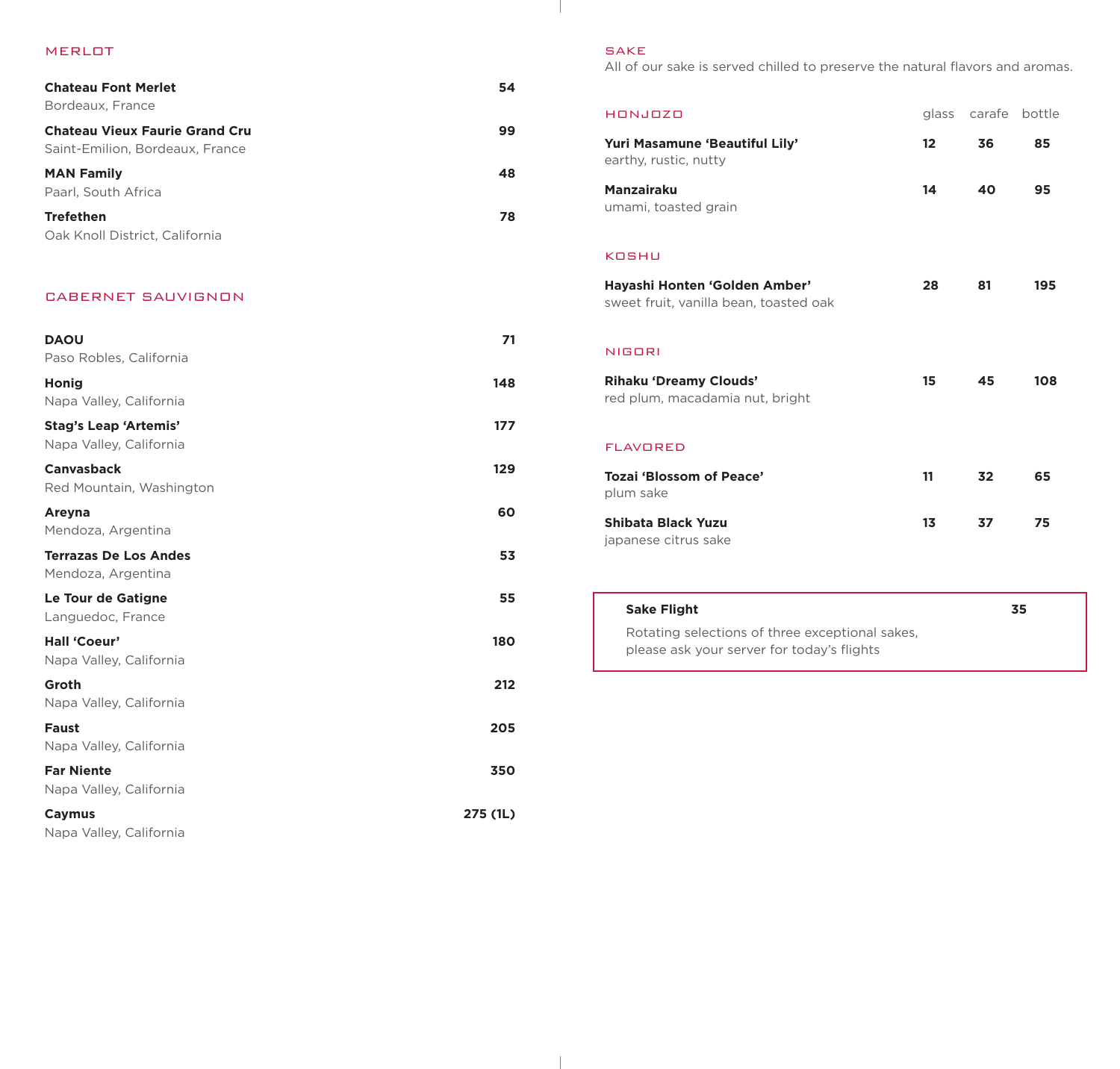## MERLOT

**Chateau Font Merlet** — **54**
Bordeaux, France

**Chateau Vieux Faurie Grand Cru** — **99**
Saint-Emilion, Bordeaux, France

**MAN Family** — **48**
Paarl, South Africa

**Trefethen** — **78**
Oak Knoll District, California

## CABERNET SAUVIGNON

**DAOU** — **71**
Paso Robles, California

**Honig** — **148**
Napa Valley, California

**Stag's Leap 'Artemis'** — **177**
Napa Valley, California

**Canvasback** — **129**
Red Mountain, Washington

**Areyna** — **60**
Mendoza, Argentina

**Terrazas De Los Andes** — **53**
Mendoza, Argentina

**Le Tour de Gatigne** — **55**
Languedoc, France

**Hall 'Coeur'** — **180**
Napa Valley, California

**Groth** — **212**
Napa Valley, California

**Faust** — **205**
Napa Valley, California

**Far Niente** — **350**
Napa Valley, California

**Caymus** — **275 (1L)**
Napa Valley, California

## SAKE

All of our sake is served chilled to preserve the natural flavors and aromas.

### HONJOZO

| | glass | carafe | bottle |
|---|---|---|---|
| **Yuri Masamune 'Beautiful Lily'**<br>earthy, rustic, nutty | **12** | **36** | **85** |
| **Manzairaku**<br>umami, toasted grain | **14** | **40** | **95** |

### KOSHU

| | glass | carafe | bottle |
|---|---|---|---|
| **Hayashi Honten 'Golden Amber'**<br>sweet fruit, vanilla bean, toasted oak | **28** | **81** | **195** |

### NIGORI

| | glass | carafe | bottle |
|---|---|---|---|
| **Rihaku 'Dreamy Clouds'**<br>red plum, macadamia nut, bright | **15** | **45** | **108** |

### FLAVORED

| | glass | carafe | bottle |
|---|---|---|---|
| **Tozai 'Blossom of Peace'**<br>plum sake | **11** | **32** | **65** |
| **Shibata Black Yuzu**<br>japanese citrus sake | **13** | **37** | **75** |

**Sake Flight** — **35**
Rotating selections of three exceptional sakes, please ask your server for today's flights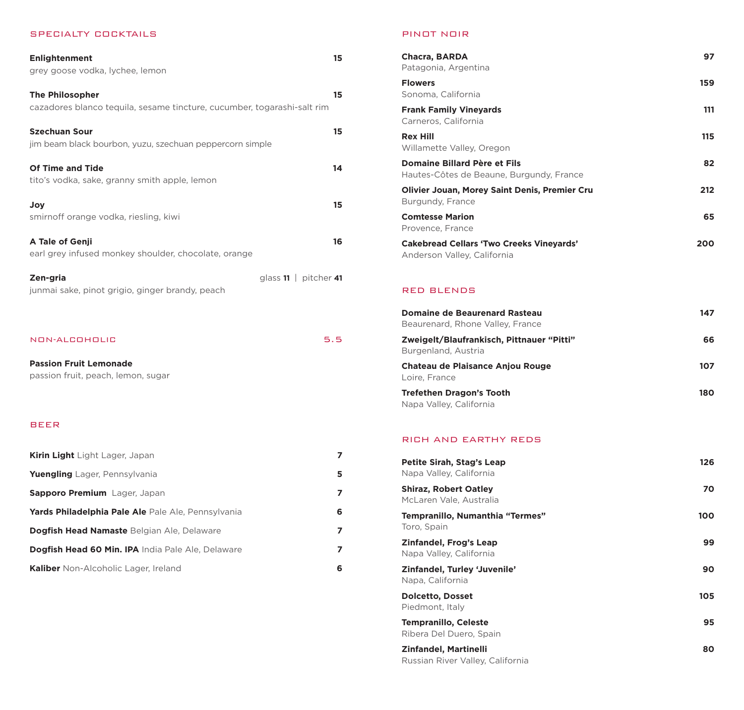## SPECIALTY COCKTAILS

**Enlightenment** — 15
grey goose vodka, lychee, lemon

**The Philosopher** — 15
cazadores blanco tequila, sesame tincture, cucumber, togarashi-salt rim

**Szechuan Sour** — 15
jim beam black bourbon, yuzu, szechuan peppercorn simple

**Of Time and Tide** — 14
tito's vodka, sake, granny smith apple, lemon

**Joy** — 15
smirnoff orange vodka, riesling, kiwi

**A Tale of Genji** — 16
earl grey infused monkey shoulder, chocolate, orange

**Zen-gria** — glass **11** | pitcher **41**
junmai sake, pinot grigio, ginger brandy, peach

## NON-ALCOHOLIC — 5.5

**Passion Fruit Lemonade**
passion fruit, peach, lemon, sugar

## BEER

**Kirin Light** Light Lager, Japan — 7

**Yuengling** Lager, Pennsylvania — 5

**Sapporo Premium** Lager, Japan — 7

**Yards Philadelphia Pale Ale** Pale Ale, Pennsylvania — 6

**Dogfish Head Namaste** Belgian Ale, Delaware — 7

**Dogfish Head 60 Min. IPA** India Pale Ale, Delaware — 7

**Kaliber** Non-Alcoholic Lager, Ireland — 6

## PINOT NOIR

**Chacra, BARDA** — 97
Patagonia, Argentina

**Flowers** — 159
Sonoma, California

**Frank Family Vineyards** — 111
Carneros, California

**Rex Hill** — 115
Willamette Valley, Oregon

**Domaine Billard Père et Fils** — 82
Hautes-Côtes de Beaune, Burgundy, France

**Olivier Jouan, Morey Saint Denis, Premier Cru** — 212
Burgundy, France

**Comtesse Marion** — 65
Provence, France

**Cakebread Cellars 'Two Creeks Vineyards'** — 200
Anderson Valley, California

## RED BLENDS

**Domaine de Beaurenard Rasteau** — 147
Beaurenard, Rhone Valley, France

**Zweigelt/Blaufrankisch, Pittnauer "Pitti"** — 66
Burgenland, Austria

**Chateau de Plaisance Anjou Rouge** — 107
Loire, France

**Trefethen Dragon's Tooth** — 180
Napa Valley, California

## RICH AND EARTHY REDS

**Petite Sirah, Stag's Leap** — 126
Napa Valley, California

**Shiraz, Robert Oatley** — 70
McLaren Vale, Australia

**Tempranillo, Numanthia "Termes"** — 100
Toro, Spain

**Zinfandel, Frog's Leap** — 99
Napa Valley, California

**Zinfandel, Turley 'Juvenile'** — 90
Napa, California

**Dolcetto, Dosset** — 105
Piedmont, Italy

**Tempranillo, Celeste** — 95
Ribera Del Duero, Spain

**Zinfandel, Martinelli** — 80
Russian River Valley, California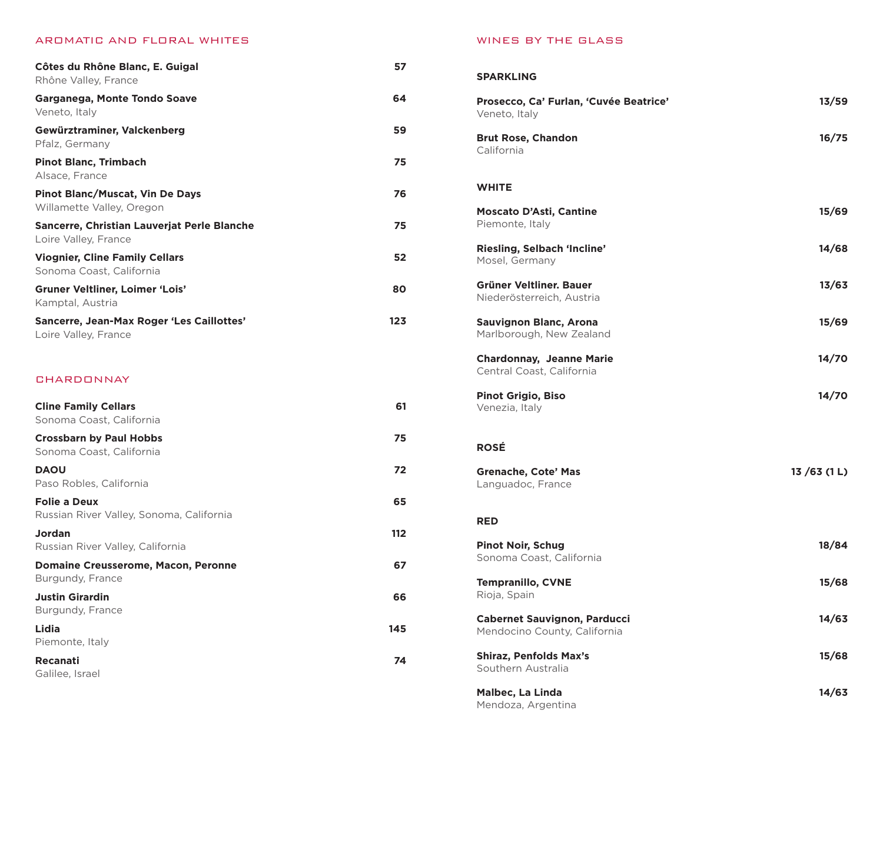## AROMATIC AND FLORAL WHITES

**Côtes du Rhône Blanc, E. Guigal** — **57**
Rhône Valley, France

**Garganega, Monte Tondo Soave** — **64**
Veneto, Italy

**Gewürztraminer, Valckenberg** — **59**
Pfalz, Germany

**Pinot Blanc, Trimbach** — **75**
Alsace, France

**Pinot Blanc/Muscat, Vin De Days** — **76**
Willamette Valley, Oregon

**Sancerre, Christian Lauverjat Perle Blanche** — **75**
Loire Valley, France

**Viognier, Cline Family Cellars** — **52**
Sonoma Coast, California

**Gruner Veltliner, Loimer 'Lois'** — **80**
Kamptal, Austria

**Sancerre, Jean-Max Roger 'Les Caillottes'** — **123**
Loire Valley, France

## CHARDONNAY

**Cline Family Cellars** — **61**
Sonoma Coast, California

**Crossbarn by Paul Hobbs** — **75**
Sonoma Coast, California

**DAOU** — **72**
Paso Robles, California

**Folie a Deux** — **65**
Russian River Valley, Sonoma, California

**Jordan** — **112**
Russian River Valley, California

**Domaine Creusserome, Macon, Peronne** — **67**
Burgundy, France

**Justin Girardin** — **66**
Burgundy, France

**Lidia** — **145**
Piemonte, Italy

**Recanati** — **74**
Galilee, Israel

## WINES BY THE GLASS

### SPARKLING

**Prosecco, Ca' Furlan, 'Cuvée Beatrice'** — **13/59**
Veneto, Italy

**Brut Rose, Chandon** — **16/75**
California

### WHITE

**Moscato D'Asti, Cantine** — **15/69**
Piemonte, Italy

**Riesling, Selbach 'Incline'** — **14/68**
Mosel, Germany

**Grüner Veltliner. Bauer** — **13/63**
Niederösterreich, Austria

**Sauvignon Blanc, Arona** — **15/69**
Marlborough, New Zealand

**Chardonnay, Jeanne Marie** — **14/70**
Central Coast, California

**Pinot Grigio, Biso** — **14/70**
Venezia, Italy

### ROSÉ

**Grenache, Cote' Mas** — **13 /63 (1 L)**
Languadoc, France

### RED

**Pinot Noir, Schug** — **18/84**
Sonoma Coast, California

**Tempranillo, CVNE** — **15/68**
Rioja, Spain

**Cabernet Sauvignon, Parducci** — **14/63**
Mendocino County, California

**Shiraz, Penfolds Max's** — **15/68**
Southern Australia

**Malbec, La Linda** — **14/63**
Mendoza, Argentina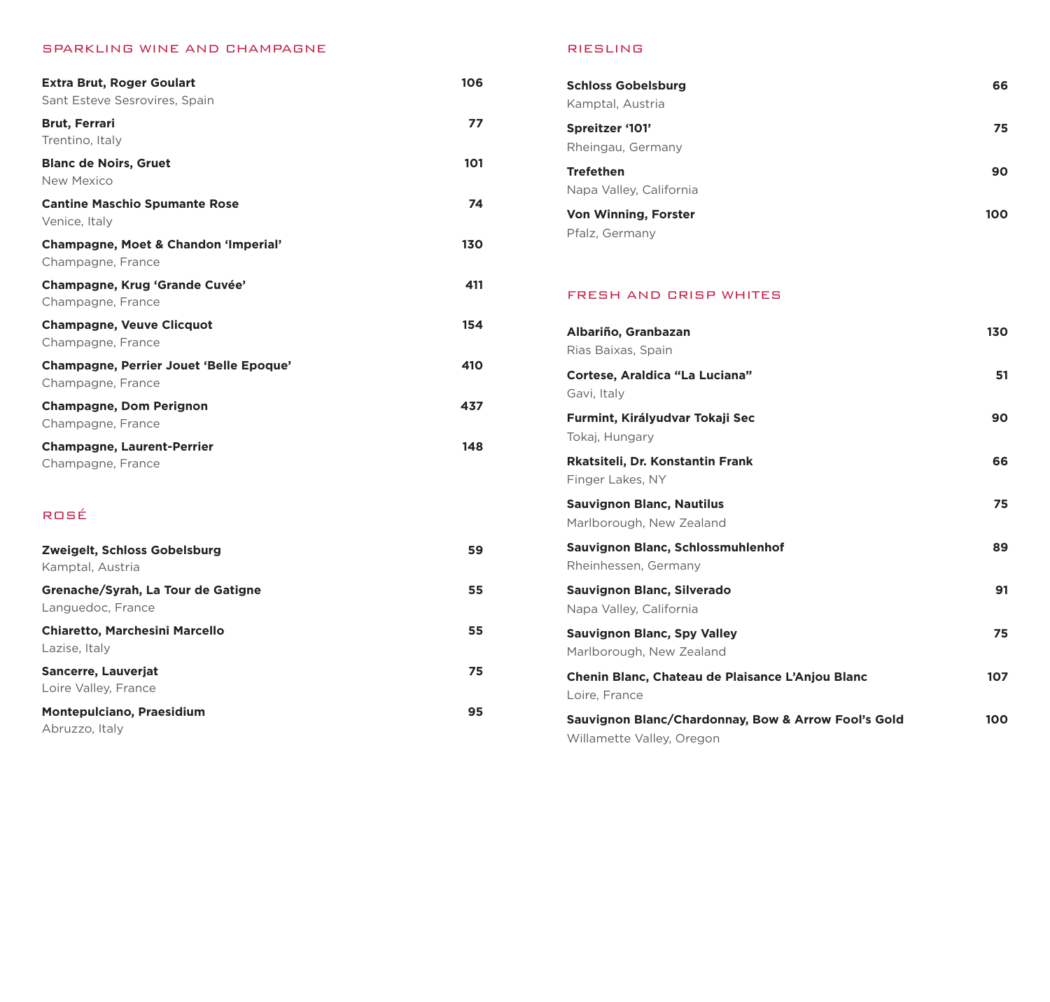## SPARKLING WINE AND CHAMPAGNE

| | |
|---|---|
| **Extra Brut, Roger Goulart**<br>Sant Esteve Sesrovires, Spain | **106** |
| **Brut, Ferrari**<br>Trentino, Italy | **77** |
| **Blanc de Noirs, Gruet**<br>New Mexico | **101** |
| **Cantine Maschio Spumante Rose**<br>Venice, Italy | **74** |
| **Champagne, Moet & Chandon 'Imperial'**<br>Champagne, France | **130** |
| **Champagne, Krug 'Grande Cuvée'**<br>Champagne, France | **411** |
| **Champagne, Veuve Clicquot**<br>Champagne, France | **154** |
| **Champagne, Perrier Jouet 'Belle Epoque'**<br>Champagne, France | **410** |
| **Champagne, Dom Perignon**<br>Champagne, France | **437** |
| **Champagne, Laurent-Perrier**<br>Champagne, France | **148** |

## ROSÉ

| | |
|---|---|
| **Zweigelt, Schloss Gobelsburg**<br>Kamptal, Austria | **59** |
| **Grenache/Syrah, La Tour de Gatigne**<br>Languedoc, France | **55** |
| **Chiaretto, Marchesini Marcello**<br>Lazise, Italy | **55** |
| **Sancerre, Lauverjat**<br>Loire Valley, France | **75** |
| **Montepulciano, Praesidium**<br>Abruzzo, Italy | **95** |

## RIESLING

| | |
|---|---|
| **Schloss Gobelsburg**<br>Kamptal, Austria | **66** |
| **Spreitzer '101'**<br>Rheingau, Germany | **75** |
| **Trefethen**<br>Napa Valley, California | **90** |
| **Von Winning, Forster**<br>Pfalz, Germany | **100** |

## FRESH AND CRISP WHITES

| | |
|---|---|
| **Albariño, Granbazan**<br>Rias Baixas, Spain | **130** |
| **Cortese, Araldica "La Luciana"**<br>Gavi, Italy | **51** |
| **Furmint, Királyudvar Tokaji Sec**<br>Tokaj, Hungary | **90** |
| **Rkatsiteli, Dr. Konstantin Frank**<br>Finger Lakes, NY | **66** |
| **Sauvignon Blanc, Nautilus**<br>Marlborough, New Zealand | **75** |
| **Sauvignon Blanc, Schlossmuhlenhof**<br>Rheinhessen, Germany | **89** |
| **Sauvignon Blanc, Silverado**<br>Napa Valley, California | **91** |
| **Sauvignon Blanc, Spy Valley**<br>Marlborough, New Zealand | **75** |
| **Chenin Blanc, Chateau de Plaisance L'Anjou Blanc**<br>Loire, France | **107** |
| **Sauvignon Blanc/Chardonnay, Bow & Arrow Fool's Gold**<br>Willamette Valley, Oregon | **100** |